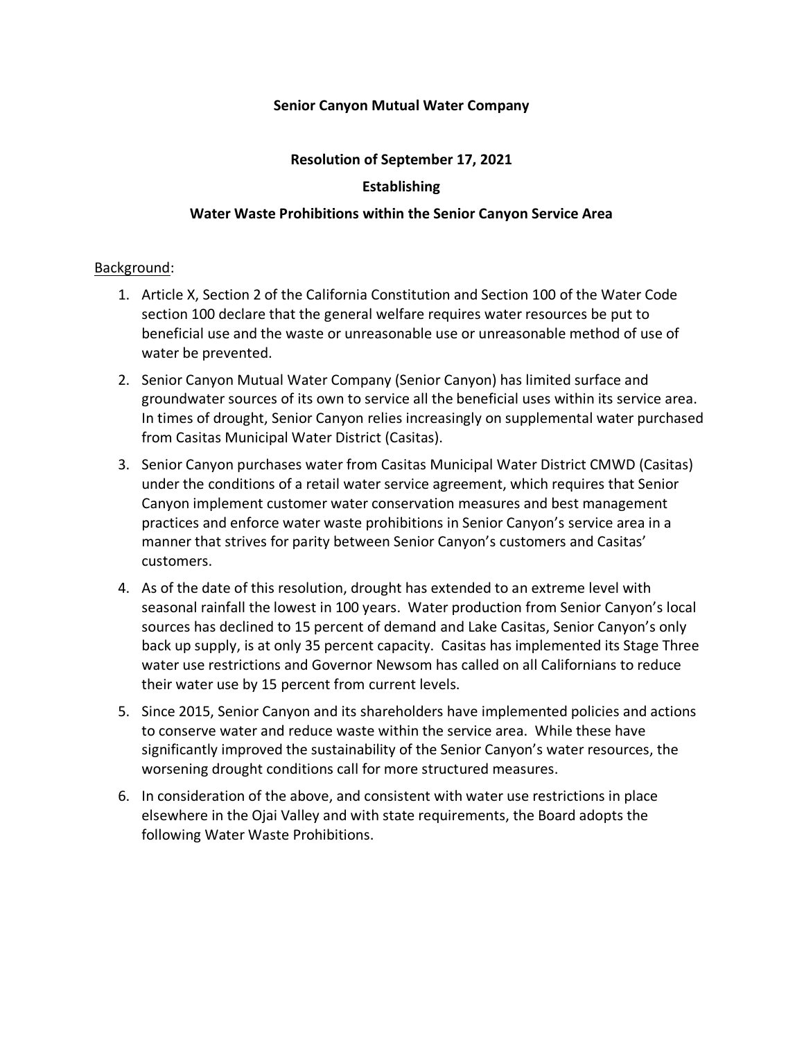**Senior Canyon Mutual Water Company**

**Resolution of September 17, 2021**

**Establishing**

**Water Waste Prohibitions within the Senior Canyon Service Area**

Background:

1. Article X, Section 2 of the California Constitution and Section 100 of the Water Code section 100 declare that the general welfare requires water resources be put to beneficial use and the waste or unreasonable use or unreasonable method of use of water be prevented.
2. Senior Canyon Mutual Water Company (Senior Canyon) has limited surface and groundwater sources of its own to service all the beneficial uses within its service area. In times of drought, Senior Canyon relies increasingly on supplemental water purchased from Casitas Municipal Water District (Casitas).
3. Senior Canyon purchases water from Casitas Municipal Water District CMWD (Casitas) under the conditions of a retail water service agreement, which requires that Senior Canyon implement customer water conservation measures and best management practices and enforce water waste prohibitions in Senior Canyon's service area in a manner that strives for parity between Senior Canyon's customers and Casitas' customers.
4. As of the date of this resolution, drought has extended to an extreme level with seasonal rainfall the lowest in 100 years. Water production from Senior Canyon's local sources has declined to 15 percent of demand and Lake Casitas, Senior Canyon's only back up supply, is at only 35 percent capacity. Casitas has implemented its Stage Three water use restrictions and Governor Newsom has called on all Californians to reduce their water use by 15 percent from current levels.
5. Since 2015, Senior Canyon and its shareholders have implemented policies and actions to conserve water and reduce waste within the service area. While these have significantly improved the sustainability of the Senior Canyon's water resources, the worsening drought conditions call for more structured measures.
6. In consideration of the above, and consistent with water use restrictions in place elsewhere in the Ojai Valley and with state requirements, the Board adopts the following Water Waste Prohibitions.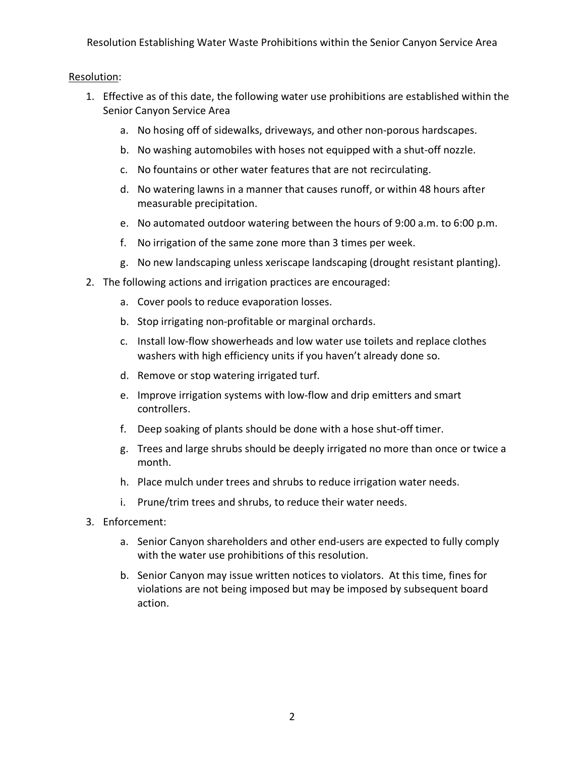Resolution:

1. Effective as of this date, the following water use prohibitions are established within the Senior Canyon Service Area
   a. No hosing off of sidewalks, driveways, and other non-porous hardscapes.
   b. No washing automobiles with hoses not equipped with a shut-off nozzle.
   c. No fountains or other water features that are not recirculating.
   d. No watering lawns in a manner that causes runoff, or within 48 hours after measurable precipitation.
   e. No automated outdoor watering between the hours of 9:00 a.m. to 6:00 p.m.
   f. No irrigation of the same zone more than 3 times per week.
   g. No new landscaping unless xeriscape landscaping (drought resistant planting).
2. The following actions and irrigation practices are encouraged:
   a. Cover pools to reduce evaporation losses.
   b. Stop irrigating non-profitable or marginal orchards.
   c. Install low-flow showerheads and low water use toilets and replace clothes washers with high efficiency units if you haven't already done so.
   d. Remove or stop watering irrigated turf.
   e. Improve irrigation systems with low-flow and drip emitters and smart controllers.
   f. Deep soaking of plants should be done with a hose shut-off timer.
   g. Trees and large shrubs should be deeply irrigated no more than once or twice a month.
   h. Place mulch under trees and shrubs to reduce irrigation water needs.
   i. Prune/trim trees and shrubs, to reduce their water needs.
3. Enforcement:
   a. Senior Canyon shareholders and other end-users are expected to fully comply with the water use prohibitions of this resolution.
   b. Senior Canyon may issue written notices to violators. At this time, fines for violations are not being imposed but may be imposed by subsequent board action.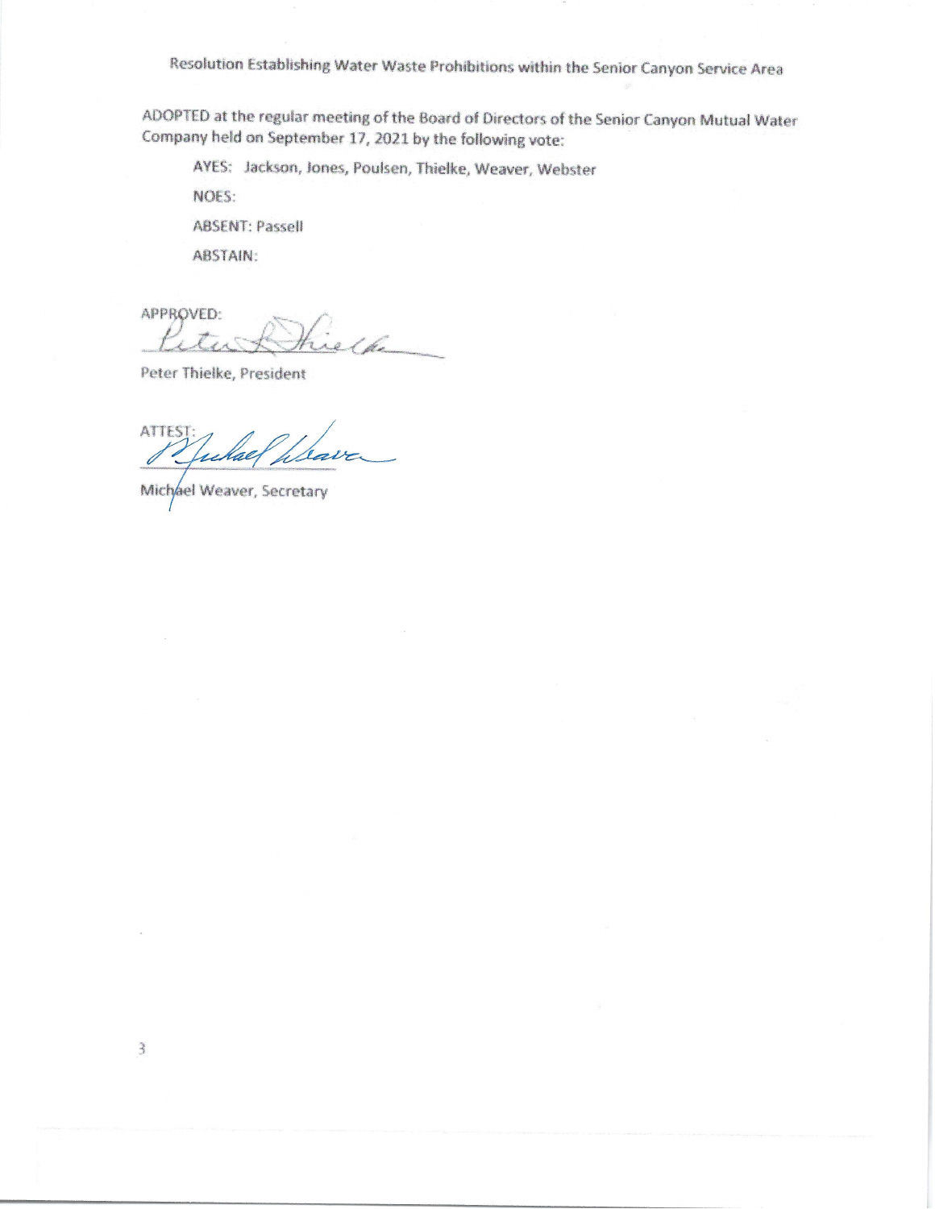Resolution Establishing Water Waste Prohibitions within the Senior Canyon Service Area

ADOPTED at the regular meeting of the Board of Directors of the Senior Canyon Mutual Water Company held on September 17, 2021 by the following vote:

AYES: Jackson, Jones, Poulsen, Thielke, Weaver, Webster

NOES:

ABSENT: Passell

ABSTAIN:

APPROVED:

Peter Thielke, President

ATTEST:

Michael Weaver, Secretary